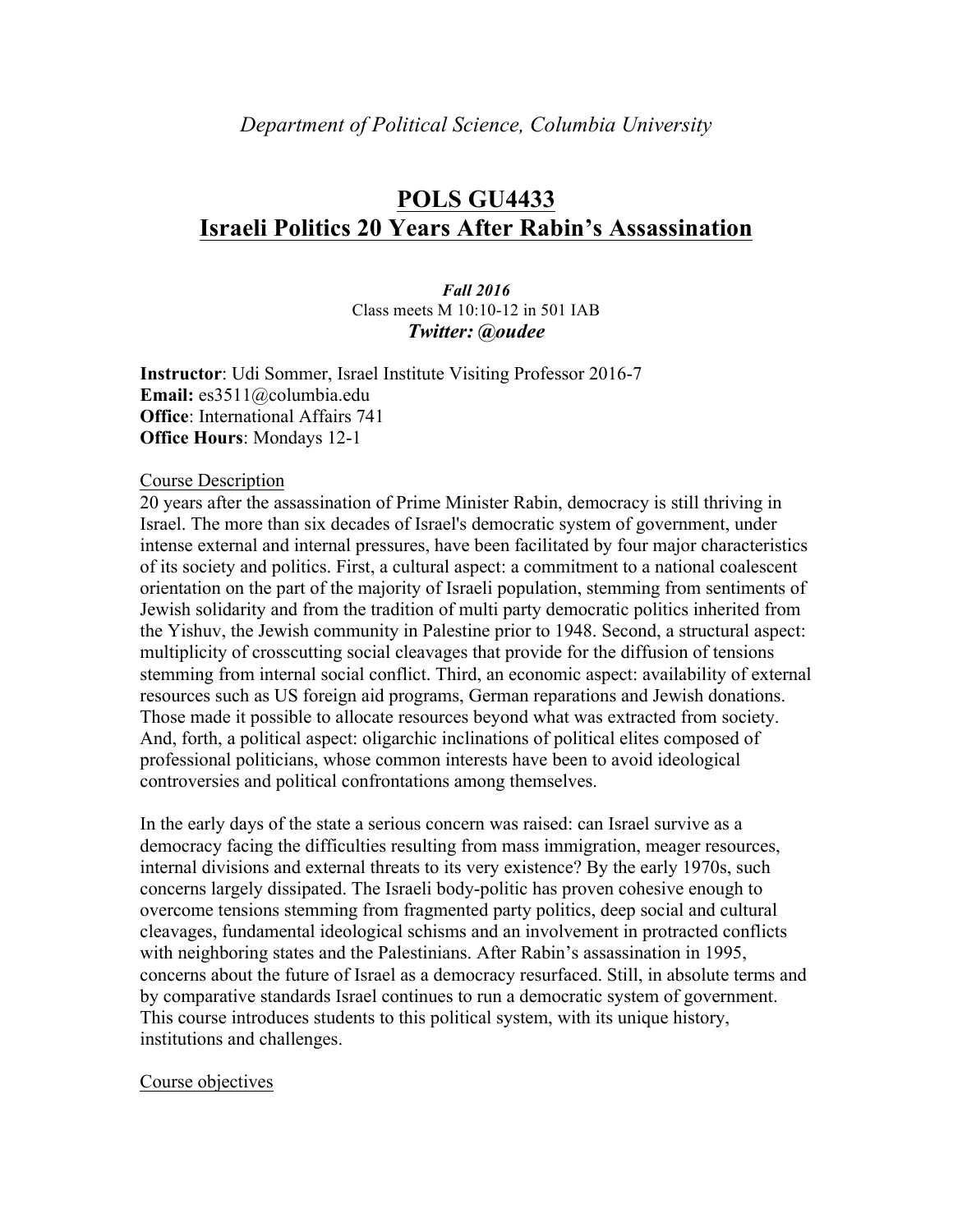*Department of Political Science, Columbia University*

# POLS GU4433
# Israeli Politics 20 Years After Rabin's Assassination

***Fall 2016***
Class meets M 10:10-12 in 501 IAB
***Twitter: @oudee***

**Instructor**: Udi Sommer, Israel Institute Visiting Professor 2016-7
**Email:** es3511@columbia.edu
**Office**: International Affairs 741
**Office Hours**: Mondays 12-1

## Course Description

20 years after the assassination of Prime Minister Rabin, democracy is still thriving in Israel. The more than six decades of Israel's democratic system of government, under intense external and internal pressures, have been facilitated by four major characteristics of its society and politics. First, a cultural aspect: a commitment to a national coalescent orientation on the part of the majority of Israeli population, stemming from sentiments of Jewish solidarity and from the tradition of multi party democratic politics inherited from the Yishuv, the Jewish community in Palestine prior to 1948. Second, a structural aspect: multiplicity of crosscutting social cleavages that provide for the diffusion of tensions stemming from internal social conflict. Third, an economic aspect: availability of external resources such as US foreign aid programs, German reparations and Jewish donations. Those made it possible to allocate resources beyond what was extracted from society. And, forth, a political aspect: oligarchic inclinations of political elites composed of professional politicians, whose common interests have been to avoid ideological controversies and political confrontations among themselves.

In the early days of the state a serious concern was raised: can Israel survive as a democracy facing the difficulties resulting from mass immigration, meager resources, internal divisions and external threats to its very existence? By the early 1970s, such concerns largely dissipated. The Israeli body-politic has proven cohesive enough to overcome tensions stemming from fragmented party politics, deep social and cultural cleavages, fundamental ideological schisms and an involvement in protracted conflicts with neighboring states and the Palestinians. After Rabin's assassination in 1995, concerns about the future of Israel as a democracy resurfaced. Still, in absolute terms and by comparative standards Israel continues to run a democratic system of government. This course introduces students to this political system, with its unique history, institutions and challenges.

## Course objectives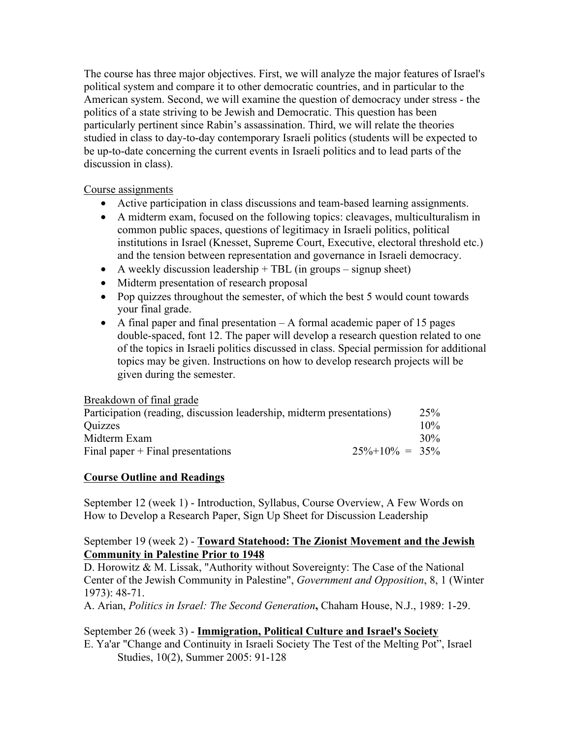The course has three major objectives. First, we will analyze the major features of Israel's political system and compare it to other democratic countries, and in particular to the American system. Second, we will examine the question of democracy under stress - the politics of a state striving to be Jewish and Democratic. This question has been particularly pertinent since Rabin's assassination. Third, we will relate the theories studied in class to day-to-day contemporary Israeli politics (students will be expected to be up-to-date concerning the current events in Israeli politics and to lead parts of the discussion in class).

<u>Course assignments</u>

- Active participation in class discussions and team-based learning assignments.
- A midterm exam, focused on the following topics: cleavages, multiculturalism in common public spaces, questions of legitimacy in Israeli politics, political institutions in Israel (Knesset, Supreme Court, Executive, electoral threshold etc.) and the tension between representation and governance in Israeli democracy.
- A weekly discussion leadership + TBL (in groups – signup sheet)
- Midterm presentation of research proposal
- Pop quizzes throughout the semester, of which the best 5 would count towards your final grade.
- A final paper and final presentation – A formal academic paper of 15 pages double-spaced, font 12. The paper will develop a research question related to one of the topics in Israeli politics discussed in class. Special permission for additional topics may be given. Instructions on how to develop research projects will be given during the semester.

<u>Breakdown of final grade</u>

| Component | Weight |
|---|---|
| Participation (reading, discussion leadership, midterm presentations) | 25% |
| Quizzes | 10% |
| Midterm Exam | 30% |
| Final paper + Final presentations | 25%+10% = 35% |

## Course Outline and Readings

September 12 (week 1) - Introduction, Syllabus, Course Overview, A Few Words on How to Develop a Research Paper, Sign Up Sheet for Discussion Leadership

September 19 (week 2) - **<u>Toward Statehood: The Zionist Movement and the Jewish Community in Palestine Prior to 1948</u>**

D. Horowitz & M. Lissak, "Authority without Sovereignty: The Case of the National Center of the Jewish Community in Palestine", *Government and Opposition*, 8, 1 (Winter 1973): 48-71.

A. Arian, *Politics in Israel: The Second Generation***,** Chaham House, N.J., 1989: 1-29.

September 26 (week 3) - **<u>Immigration, Political Culture and Israel's Society</u>**

E. Ya'ar "Change and Continuity in Israeli Society The Test of the Melting Pot", Israel Studies, 10(2), Summer 2005: 91-128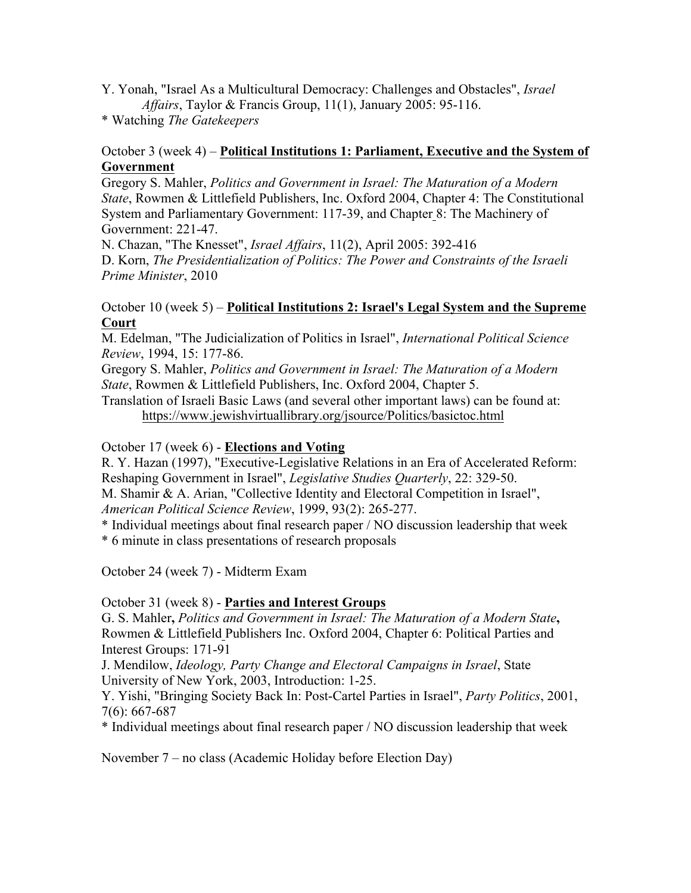Y. Yonah, "Israel As a Multicultural Democracy: Challenges and Obstacles", *Israel Affairs*, Taylor & Francis Group, 11(1), January 2005: 95-116.

\* Watching *The Gatekeepers*

October 3 (week 4) – **<u>Political Institutions 1: Parliament, Executive and the System of Government</u>**

Gregory S. Mahler, *Politics and Government in Israel: The Maturation of a Modern State*, Rowmen & Littlefield Publishers, Inc. Oxford 2004, Chapter 4: The Constitutional System and Parliamentary Government: 117-39, and Chapter 8: The Machinery of Government: 221-47.

N. Chazan, "The Knesset", *Israel Affairs*, 11(2), April 2005: 392-416

D. Korn, *The Presidentialization of Politics: The Power and Constraints of the Israeli Prime Minister*, 2010

October 10 (week 5) – **<u>Political Institutions 2: Israel's Legal System and the Supreme Court</u>**

M. Edelman, "The Judicialization of Politics in Israel", *International Political Science Review*, 1994, 15: 177-86.

Gregory S. Mahler, *Politics and Government in Israel: The Maturation of a Modern State*, Rowmen & Littlefield Publishers, Inc. Oxford 2004, Chapter 5.

Translation of Israeli Basic Laws (and several other important laws) can be found at: https://www.jewishvirtuallibrary.org/jsource/Politics/basictoc.html

October 17 (week 6) - **<u>Elections and Voting</u>**

R. Y. Hazan (1997), "Executive-Legislative Relations in an Era of Accelerated Reform: Reshaping Government in Israel", *Legislative Studies Quarterly*, 22: 329-50.

M. Shamir & A. Arian, "Collective Identity and Electoral Competition in Israel", *American Political Science Review*, 1999, 93(2): 265-277.

\* Individual meetings about final research paper / NO discussion leadership that week

\* 6 minute in class presentations of research proposals

October 24 (week 7) - Midterm Exam

October 31 (week 8) - **<u>Parties and Interest Groups</u>**

G. S. Mahler**,** *Politics and Government in Israel: The Maturation of a Modern State***,** Rowmen & Littlefield Publishers Inc. Oxford 2004, Chapter 6: Political Parties and Interest Groups: 171-91

J. Mendilow, *Ideology, Party Change and Electoral Campaigns in Israel*, State University of New York, 2003, Introduction: 1-25.

Y. Yishi, "Bringing Society Back In: Post-Cartel Parties in Israel", *Party Politics*, 2001, 7(6): 667-687

\* Individual meetings about final research paper / NO discussion leadership that week

November 7 – no class (Academic Holiday before Election Day)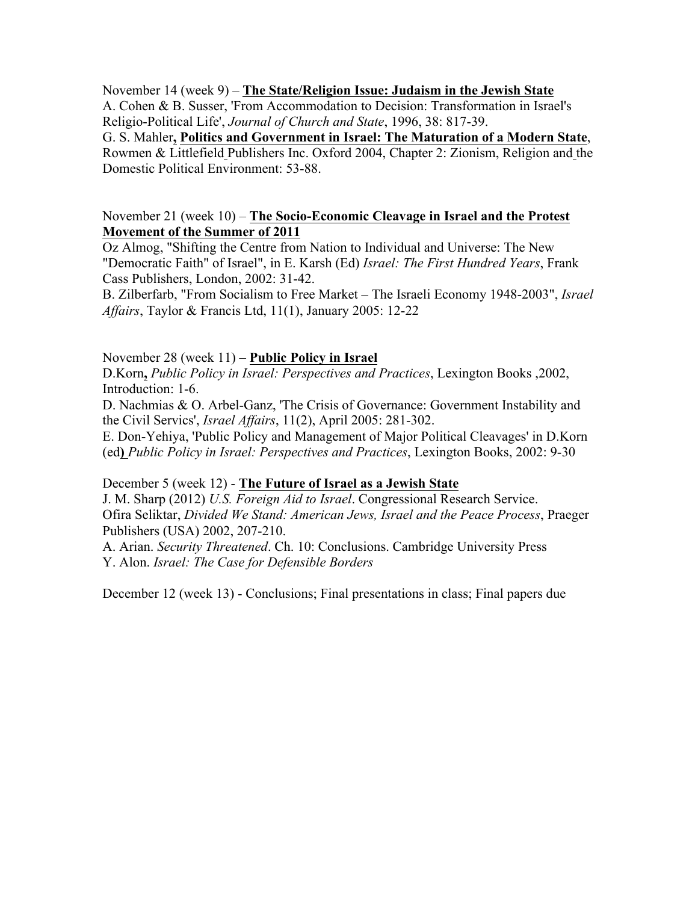November 14 (week 9) – **The State/Religion Issue: Judaism in the Jewish State**
A. Cohen & B. Susser, 'From Accommodation to Decision: Transformation in Israel's Religio-Political Life', *Journal of Church and State*, 1996, 38: 817-39.
G. S. Mahler**, Politics and Government in Israel: The Maturation of a Modern State**, Rowmen & Littlefield Publishers Inc. Oxford 2004, Chapter 2: Zionism, Religion and the Domestic Political Environment: 53-88.

November 21 (week 10) – **The Socio-Economic Cleavage in Israel and the Protest Movement of the Summer of 2011**
Oz Almog, "Shifting the Centre from Nation to Individual and Universe: The New "Democratic Faith" of Israel", in E. Karsh (Ed) *Israel: The First Hundred Years*, Frank Cass Publishers, London, 2002: 31-42.
B. Zilberfarb, "From Socialism to Free Market – The Israeli Economy 1948-2003", *Israel Affairs*, Taylor & Francis Ltd, 11(1), January 2005: 12-22

November 28 (week 11) – **Public Policy in Israel**
D.Korn**,** *Public Policy in Israel: Perspectives and Practices*, Lexington Books ,2002, Introduction: 1-6.
D. Nachmias & O. Arbel-Ganz, 'The Crisis of Governance: Government Instability and the Civil Servics', *Israel Affairs*, 11(2), April 2005: 281-302.
E. Don-Yehiya, 'Public Policy and Management of Major Political Cleavages' in D.Korn (ed**)** *Public Policy in Israel: Perspectives and Practices*, Lexington Books, 2002: 9-30

December 5 (week 12) - **The Future of Israel as a Jewish State**
J. M. Sharp (2012) *U.S. Foreign Aid to Israel*. Congressional Research Service.
Ofira Seliktar, *Divided We Stand: American Jews, Israel and the Peace Process*, Praeger Publishers (USA) 2002, 207-210.
A. Arian. *Security Threatened*. Ch. 10: Conclusions. Cambridge University Press
Y. Alon. *Israel: The Case for Defensible Borders*

December 12 (week 13) - Conclusions; Final presentations in class; Final papers due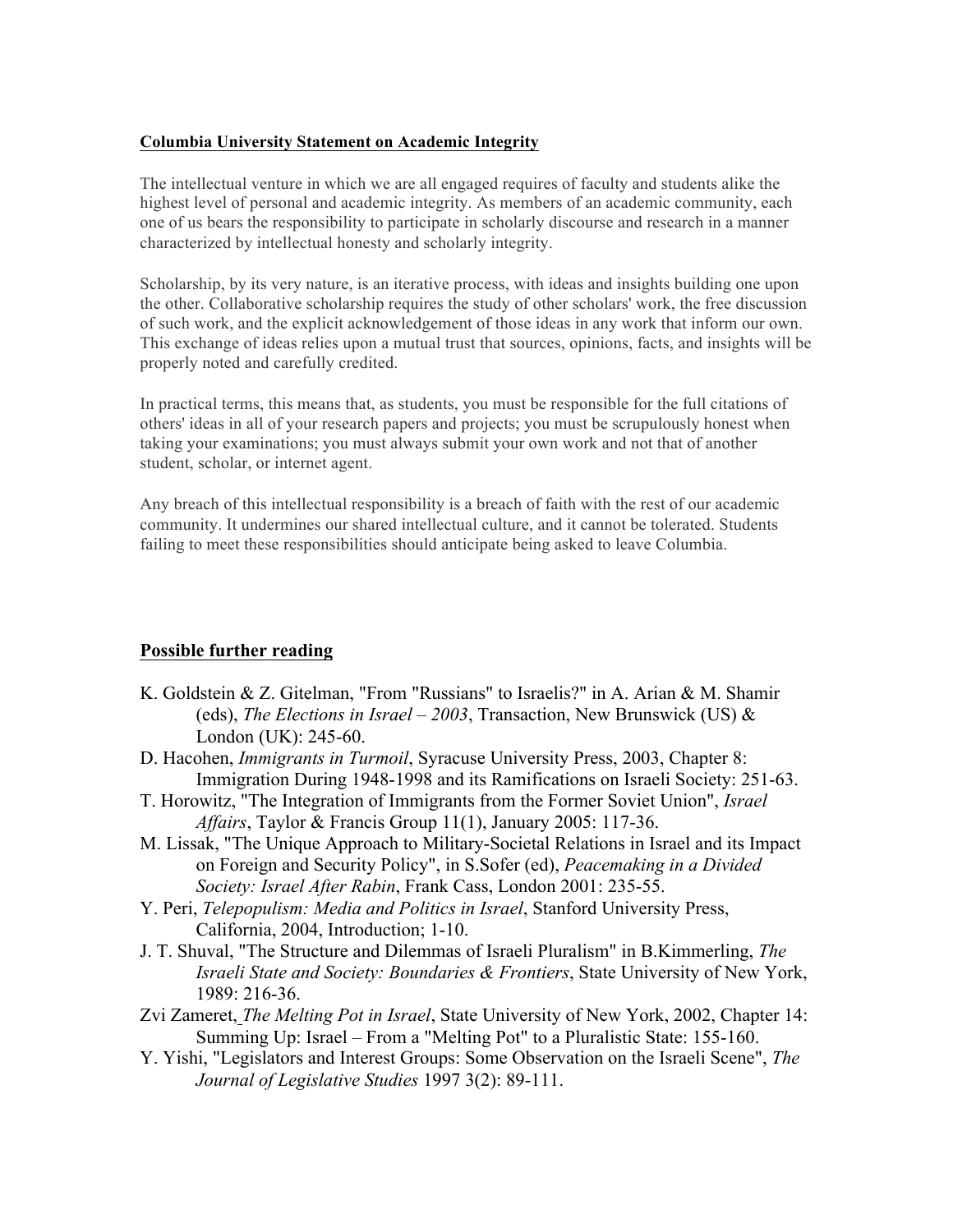**Columbia University Statement on Academic Integrity**

The intellectual venture in which we are all engaged requires of faculty and students alike the highest level of personal and academic integrity. As members of an academic community, each one of us bears the responsibility to participate in scholarly discourse and research in a manner characterized by intellectual honesty and scholarly integrity.

Scholarship, by its very nature, is an iterative process, with ideas and insights building one upon the other. Collaborative scholarship requires the study of other scholars' work, the free discussion of such work, and the explicit acknowledgement of those ideas in any work that inform our own. This exchange of ideas relies upon a mutual trust that sources, opinions, facts, and insights will be properly noted and carefully credited.

In practical terms, this means that, as students, you must be responsible for the full citations of others' ideas in all of your research papers and projects; you must be scrupulously honest when taking your examinations; you must always submit your own work and not that of another student, scholar, or internet agent.

Any breach of this intellectual responsibility is a breach of faith with the rest of our academic community. It undermines our shared intellectual culture, and it cannot be tolerated. Students failing to meet these responsibilities should anticipate being asked to leave Columbia.

## Possible further reading

- K. Goldstein & Z. Gitelman, "From "Russians" to Israelis?" in A. Arian & M. Shamir (eds), *The Elections in Israel – 2003*, Transaction, New Brunswick (US) & London (UK): 245-60.
- D. Hacohen, *Immigrants in Turmoil*, Syracuse University Press, 2003, Chapter 8: Immigration During 1948-1998 and its Ramifications on Israeli Society: 251-63.
- T. Horowitz, "The Integration of Immigrants from the Former Soviet Union", *Israel Affairs*, Taylor & Francis Group 11(1), January 2005: 117-36.
- M. Lissak, "The Unique Approach to Military-Societal Relations in Israel and its Impact on Foreign and Security Policy", in S.Sofer (ed), *Peacemaking in a Divided Society: Israel After Rabin*, Frank Cass, London 2001: 235-55.
- Y. Peri, *Telepopulism: Media and Politics in Israel*, Stanford University Press, California, 2004, Introduction; 1-10.
- J. T. Shuval, "The Structure and Dilemmas of Israeli Pluralism" in B.Kimmerling, *The Israeli State and Society: Boundaries & Frontiers*, State University of New York, 1989: 216-36.
- Zvi Zameret, *The Melting Pot in Israel*, State University of New York, 2002, Chapter 14: Summing Up: Israel – From a "Melting Pot" to a Pluralistic State: 155-160.
- Y. Yishi, "Legislators and Interest Groups: Some Observation on the Israeli Scene", *The Journal of Legislative Studies* 1997 3(2): 89-111.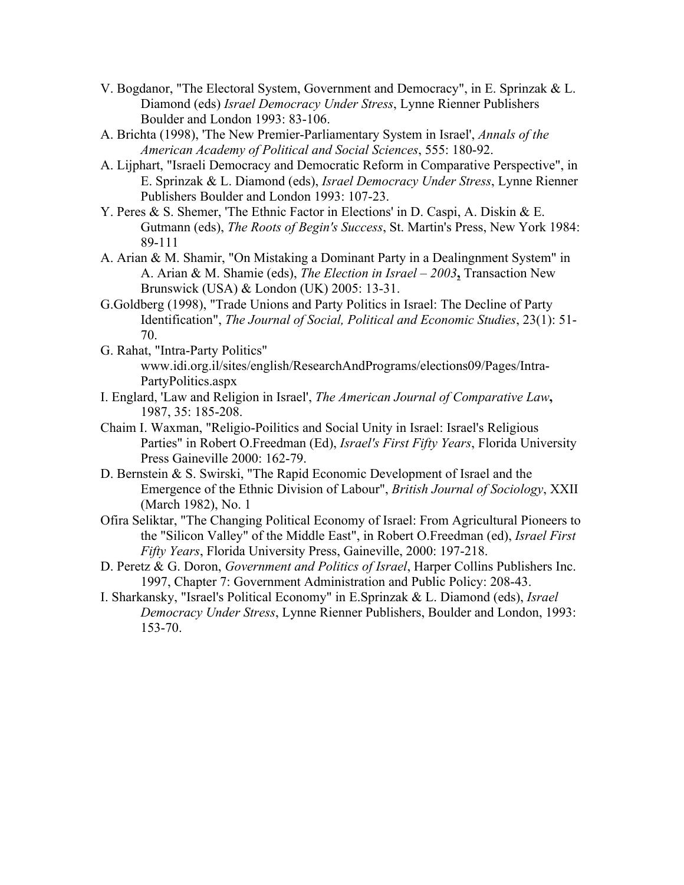V. Bogdanor, "The Electoral System, Government and Democracy", in E. Sprinzak & L. Diamond (eds) *Israel Democracy Under Stress*, Lynne Rienner Publishers Boulder and London 1993: 83-106.

A. Brichta (1998), 'The New Premier-Parliamentary System in Israel', *Annals of the American Academy of Political and Social Sciences*, 555: 180-92.

A. Lijphart, "Israeli Democracy and Democratic Reform in Comparative Perspective", in E. Sprinzak & L. Diamond (eds), *Israel Democracy Under Stress*, Lynne Rienner Publishers Boulder and London 1993: 107-23.

Y. Peres & S. Shemer, 'The Ethnic Factor in Elections' in D. Caspi, A. Diskin & E. Gutmann (eds), *The Roots of Begin's Success*, St. Martin's Press, New York 1984: 89-111

A. Arian & M. Shamir, "On Mistaking a Dominant Party in a Dealingnment System" in A. Arian & M. Shamie (eds), *The Election in Israel – 2003*, Transaction New Brunswick (USA) & London (UK) 2005: 13-31.

G.Goldberg (1998), "Trade Unions and Party Politics in Israel: The Decline of Party Identification", *The Journal of Social, Political and Economic Studies*, 23(1): 51-70.

G. Rahat, "Intra-Party Politics" www.idi.org.il/sites/english/ResearchAndPrograms/elections09/Pages/Intra-PartyPolitics.aspx

I. Englard, 'Law and Religion in Israel', *The American Journal of Comparative Law*, 1987, 35: 185-208.

Chaim I. Waxman, "Religio-Poilitics and Social Unity in Israel: Israel's Religious Parties" in Robert O.Freedman (Ed), *Israel's First Fifty Years*, Florida University Press Gaineville 2000: 162-79.

D. Bernstein & S. Swirski, "The Rapid Economic Development of Israel and the Emergence of the Ethnic Division of Labour", *British Journal of Sociology*, XXII (March 1982), No. 1

Ofira Seliktar, "The Changing Political Economy of Israel: From Agricultural Pioneers to the "Silicon Valley" of the Middle East", in Robert O.Freedman (ed), *Israel First Fifty Years*, Florida University Press, Gaineville, 2000: 197-218.

D. Peretz & G. Doron, *Government and Politics of Israel*, Harper Collins Publishers Inc. 1997, Chapter 7: Government Administration and Public Policy: 208-43.

I. Sharkansky, "Israel's Political Economy" in E.Sprinzak & L. Diamond (eds), *Israel Democracy Under Stress*, Lynne Rienner Publishers, Boulder and London, 1993: 153-70.